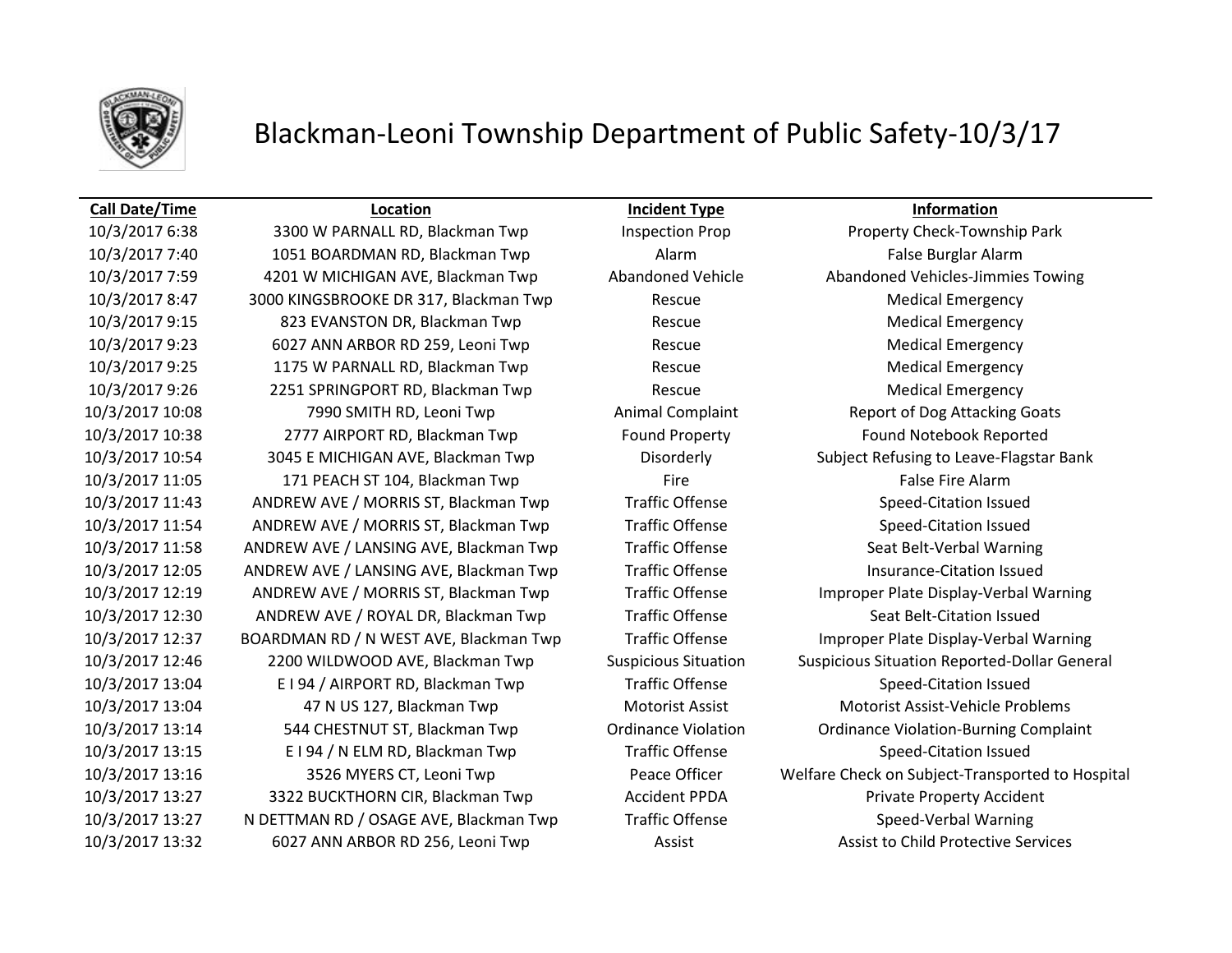# Blackman-Leoni Township Department of Public Safety-10/3/17

| Call Date/Time | Location | Incident Type | Information |
|---|---|---|---|
| 10/3/2017 6:38 | 3300 W PARNALL RD, Blackman Twp | Inspection Prop | Property Check-Township Park |
| 10/3/2017 7:40 | 1051 BOARDMAN RD, Blackman Twp | Alarm | False Burglar Alarm |
| 10/3/2017 7:59 | 4201 W MICHIGAN AVE, Blackman Twp | Abandoned Vehicle | Abandoned Vehicles-Jimmies Towing |
| 10/3/2017 8:47 | 3000 KINGSBROOKE DR 317, Blackman Twp | Rescue | Medical Emergency |
| 10/3/2017 9:15 | 823 EVANSTON DR, Blackman Twp | Rescue | Medical Emergency |
| 10/3/2017 9:23 | 6027 ANN ARBOR RD 259, Leoni Twp | Rescue | Medical Emergency |
| 10/3/2017 9:25 | 1175 W PARNALL RD, Blackman Twp | Rescue | Medical Emergency |
| 10/3/2017 9:26 | 2251 SPRINGPORT RD, Blackman Twp | Rescue | Medical Emergency |
| 10/3/2017 10:08 | 7990 SMITH RD, Leoni Twp | Animal Complaint | Report of Dog Attacking Goats |
| 10/3/2017 10:38 | 2777 AIRPORT RD, Blackman Twp | Found Property | Found Notebook Reported |
| 10/3/2017 10:54 | 3045 E MICHIGAN AVE, Blackman Twp | Disorderly | Subject Refusing to Leave-Flagstar Bank |
| 10/3/2017 11:05 | 171 PEACH ST 104, Blackman Twp | Fire | False Fire Alarm |
| 10/3/2017 11:43 | ANDREW AVE / MORRIS ST, Blackman Twp | Traffic Offense | Speed-Citation Issued |
| 10/3/2017 11:54 | ANDREW AVE / MORRIS ST, Blackman Twp | Traffic Offense | Speed-Citation Issued |
| 10/3/2017 11:58 | ANDREW AVE / LANSING AVE, Blackman Twp | Traffic Offense | Seat Belt-Verbal Warning |
| 10/3/2017 12:05 | ANDREW AVE / LANSING AVE, Blackman Twp | Traffic Offense | Insurance-Citation Issued |
| 10/3/2017 12:19 | ANDREW AVE / MORRIS ST, Blackman Twp | Traffic Offense | Improper Plate Display-Verbal Warning |
| 10/3/2017 12:30 | ANDREW AVE / ROYAL DR, Blackman Twp | Traffic Offense | Seat Belt-Citation Issued |
| 10/3/2017 12:37 | BOARDMAN RD / N WEST AVE, Blackman Twp | Traffic Offense | Improper Plate Display-Verbal Warning |
| 10/3/2017 12:46 | 2200 WILDWOOD AVE, Blackman Twp | Suspicious Situation | Suspicious Situation Reported-Dollar General |
| 10/3/2017 13:04 | E I 94 / AIRPORT RD, Blackman Twp | Traffic Offense | Speed-Citation Issued |
| 10/3/2017 13:04 | 47 N US 127, Blackman Twp | Motorist Assist | Motorist Assist-Vehicle Problems |
| 10/3/2017 13:14 | 544 CHESTNUT ST, Blackman Twp | Ordinance Violation | Ordinance Violation-Burning Complaint |
| 10/3/2017 13:15 | E I 94 / N ELM RD, Blackman Twp | Traffic Offense | Speed-Citation Issued |
| 10/3/2017 13:16 | 3526 MYERS CT, Leoni Twp | Peace Officer | Welfare Check on Subject-Transported to Hospital |
| 10/3/2017 13:27 | 3322 BUCKTHORN CIR, Blackman Twp | Accident PPDA | Private Property Accident |
| 10/3/2017 13:27 | N DETTMAN RD / OSAGE AVE, Blackman Twp | Traffic Offense | Speed-Verbal Warning |
| 10/3/2017 13:32 | 6027 ANN ARBOR RD 256, Leoni Twp | Assist | Assist to Child Protective Services |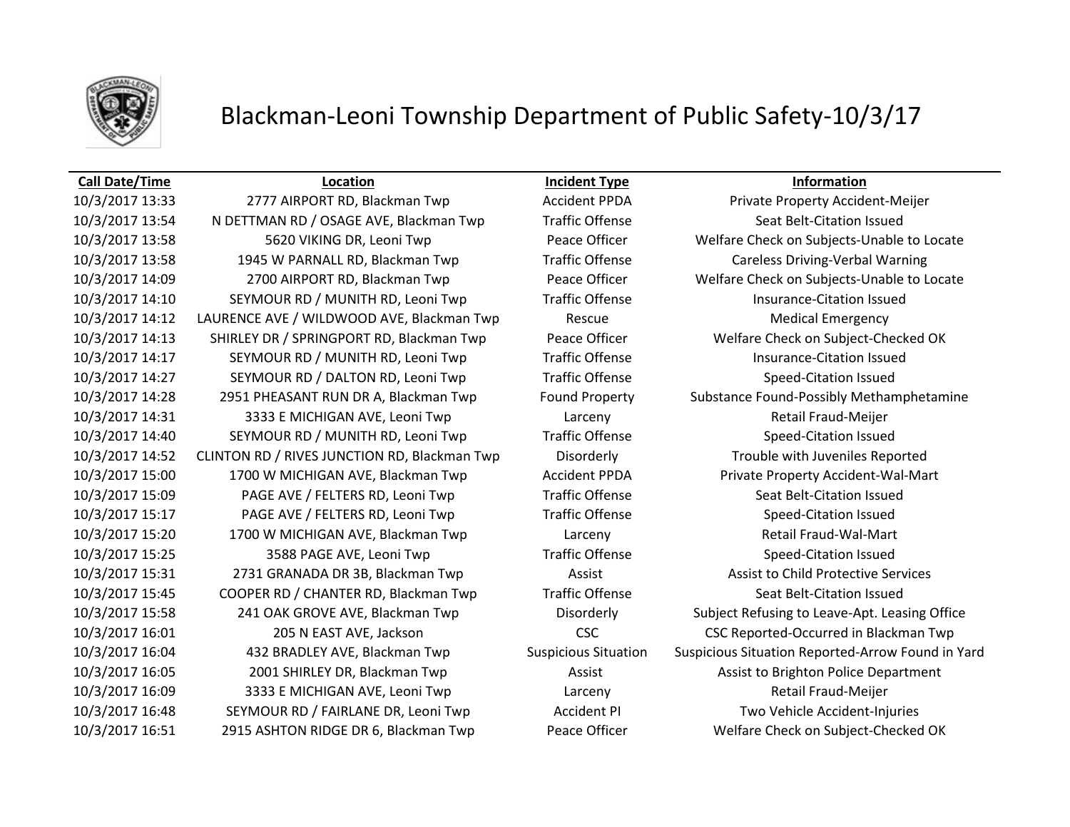# Blackman-Leoni Township Department of Public Safety-10/3/17

| Call Date/Time | Location | Incident Type | Information |
| --- | --- | --- | --- |
| 10/3/2017 13:33 | 2777 AIRPORT RD, Blackman Twp | Accident PPDA | Private Property Accident-Meijer |
| 10/3/2017 13:54 | N DETTMAN RD / OSAGE AVE, Blackman Twp | Traffic Offense | Seat Belt-Citation Issued |
| 10/3/2017 13:58 | 5620 VIKING DR, Leoni Twp | Peace Officer | Welfare Check on Subjects-Unable to Locate |
| 10/3/2017 13:58 | 1945 W PARNALL RD, Blackman Twp | Traffic Offense | Careless Driving-Verbal Warning |
| 10/3/2017 14:09 | 2700 AIRPORT RD, Blackman Twp | Peace Officer | Welfare Check on Subjects-Unable to Locate |
| 10/3/2017 14:10 | SEYMOUR RD / MUNITH RD, Leoni Twp | Traffic Offense | Insurance-Citation Issued |
| 10/3/2017 14:12 | LAURENCE AVE / WILDWOOD AVE, Blackman Twp | Rescue | Medical Emergency |
| 10/3/2017 14:13 | SHIRLEY DR / SPRINGPORT RD, Blackman Twp | Peace Officer | Welfare Check on Subject-Checked OK |
| 10/3/2017 14:17 | SEYMOUR RD / MUNITH RD, Leoni Twp | Traffic Offense | Insurance-Citation Issued |
| 10/3/2017 14:27 | SEYMOUR RD / DALTON RD, Leoni Twp | Traffic Offense | Speed-Citation Issued |
| 10/3/2017 14:28 | 2951 PHEASANT RUN DR A, Blackman Twp | Found Property | Substance Found-Possibly Methamphetamine |
| 10/3/2017 14:31 | 3333 E MICHIGAN AVE, Leoni Twp | Larceny | Retail Fraud-Meijer |
| 10/3/2017 14:40 | SEYMOUR RD / MUNITH RD, Leoni Twp | Traffic Offense | Speed-Citation Issued |
| 10/3/2017 14:52 | CLINTON RD / RIVES JUNCTION RD, Blackman Twp | Disorderly | Trouble with Juveniles Reported |
| 10/3/2017 15:00 | 1700 W MICHIGAN AVE, Blackman Twp | Accident PPDA | Private Property Accident-Wal-Mart |
| 10/3/2017 15:09 | PAGE AVE / FELTERS RD, Leoni Twp | Traffic Offense | Seat Belt-Citation Issued |
| 10/3/2017 15:17 | PAGE AVE / FELTERS RD, Leoni Twp | Traffic Offense | Speed-Citation Issued |
| 10/3/2017 15:20 | 1700 W MICHIGAN AVE, Blackman Twp | Larceny | Retail Fraud-Wal-Mart |
| 10/3/2017 15:25 | 3588 PAGE AVE, Leoni Twp | Traffic Offense | Speed-Citation Issued |
| 10/3/2017 15:31 | 2731 GRANADA DR 3B, Blackman Twp | Assist | Assist to Child Protective Services |
| 10/3/2017 15:45 | COOPER RD / CHANTER RD, Blackman Twp | Traffic Offense | Seat Belt-Citation Issued |
| 10/3/2017 15:58 | 241 OAK GROVE AVE, Blackman Twp | Disorderly | Subject Refusing to Leave-Apt. Leasing Office |
| 10/3/2017 16:01 | 205 N EAST AVE, Jackson | CSC | CSC Reported-Occurred in Blackman Twp |
| 10/3/2017 16:04 | 432 BRADLEY AVE, Blackman Twp | Suspicious Situation | Suspicious Situation Reported-Arrow Found in Yard |
| 10/3/2017 16:05 | 2001 SHIRLEY DR, Blackman Twp | Assist | Assist to Brighton Police Department |
| 10/3/2017 16:09 | 3333 E MICHIGAN AVE, Leoni Twp | Larceny | Retail Fraud-Meijer |
| 10/3/2017 16:48 | SEYMOUR RD / FAIRLANE DR, Leoni Twp | Accident PI | Two Vehicle Accident-Injuries |
| 10/3/2017 16:51 | 2915 ASHTON RIDGE DR 6, Blackman Twp | Peace Officer | Welfare Check on Subject-Checked OK |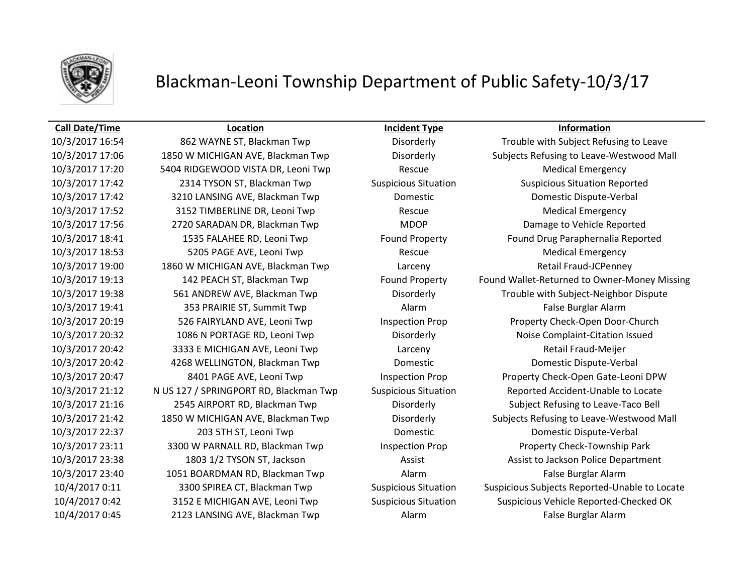# Blackman-Leoni Township Department of Public Safety-10/3/17

| Call Date/Time | Location | Incident Type | Information |
|---|---|---|---|
| 10/3/2017 16:54 | 862 WAYNE ST, Blackman Twp | Disorderly | Trouble with Subject Refusing to Leave |
| 10/3/2017 17:06 | 1850 W MICHIGAN AVE, Blackman Twp | Disorderly | Subjects Refusing to Leave-Westwood Mall |
| 10/3/2017 17:20 | 5404 RIDGEWOOD VISTA DR, Leoni Twp | Rescue | Medical Emergency |
| 10/3/2017 17:42 | 2314 TYSON ST, Blackman Twp | Suspicious Situation | Suspicious Situation Reported |
| 10/3/2017 17:42 | 3210 LANSING AVE, Blackman Twp | Domestic | Domestic Dispute-Verbal |
| 10/3/2017 17:52 | 3152 TIMBERLINE DR, Leoni Twp | Rescue | Medical Emergency |
| 10/3/2017 17:56 | 2720 SARADAN DR, Blackman Twp | MDOP | Damage to Vehicle Reported |
| 10/3/2017 18:41 | 1535 FALAHEE RD, Leoni Twp | Found Property | Found Drug Paraphernalia Reported |
| 10/3/2017 18:53 | 5205 PAGE AVE, Leoni Twp | Rescue | Medical Emergency |
| 10/3/2017 19:00 | 1860 W MICHIGAN AVE, Blackman Twp | Larceny | Retail Fraud-JCPenney |
| 10/3/2017 19:13 | 142 PEACH ST, Blackman Twp | Found Property | Found Wallet-Returned to Owner-Money Missing |
| 10/3/2017 19:38 | 561 ANDREW AVE, Blackman Twp | Disorderly | Trouble with Subject-Neighbor Dispute |
| 10/3/2017 19:41 | 353 PRAIRIE ST, Summit Twp | Alarm | False Burglar Alarm |
| 10/3/2017 20:19 | 526 FAIRYLAND AVE, Leoni Twp | Inspection Prop | Property Check-Open Door-Church |
| 10/3/2017 20:32 | 1086 N PORTAGE RD, Leoni Twp | Disorderly | Noise Complaint-Citation Issued |
| 10/3/2017 20:42 | 3333 E MICHIGAN AVE, Leoni Twp | Larceny | Retail Fraud-Meijer |
| 10/3/2017 20:42 | 4268 WELLINGTON, Blackman Twp | Domestic | Domestic Dispute-Verbal |
| 10/3/2017 20:47 | 8401 PAGE AVE, Leoni Twp | Inspection Prop | Property Check-Open Gate-Leoni DPW |
| 10/3/2017 21:12 | N US 127 / SPRINGPORT RD, Blackman Twp | Suspicious Situation | Reported Accident-Unable to Locate |
| 10/3/2017 21:16 | 2545 AIRPORT RD, Blackman Twp | Disorderly | Subject Refusing to Leave-Taco Bell |
| 10/3/2017 21:42 | 1850 W MICHIGAN AVE, Blackman Twp | Disorderly | Subjects Refusing to Leave-Westwood Mall |
| 10/3/2017 22:37 | 203 5TH ST, Leoni Twp | Domestic | Domestic Dispute-Verbal |
| 10/3/2017 23:11 | 3300 W PARNALL RD, Blackman Twp | Inspection Prop | Property Check-Township Park |
| 10/3/2017 23:38 | 1803 1/2 TYSON ST, Jackson | Assist | Assist to Jackson Police Department |
| 10/3/2017 23:40 | 1051 BOARDMAN RD, Blackman Twp | Alarm | False Burglar Alarm |
| 10/4/2017 0:11 | 3300 SPIREA CT, Blackman Twp | Suspicious Situation | Suspicious Subjects Reported-Unable to Locate |
| 10/4/2017 0:42 | 3152 E MICHIGAN AVE, Leoni Twp | Suspicious Situation | Suspicious Vehicle Reported-Checked OK |
| 10/4/2017 0:45 | 2123 LANSING AVE, Blackman Twp | Alarm | False Burglar Alarm |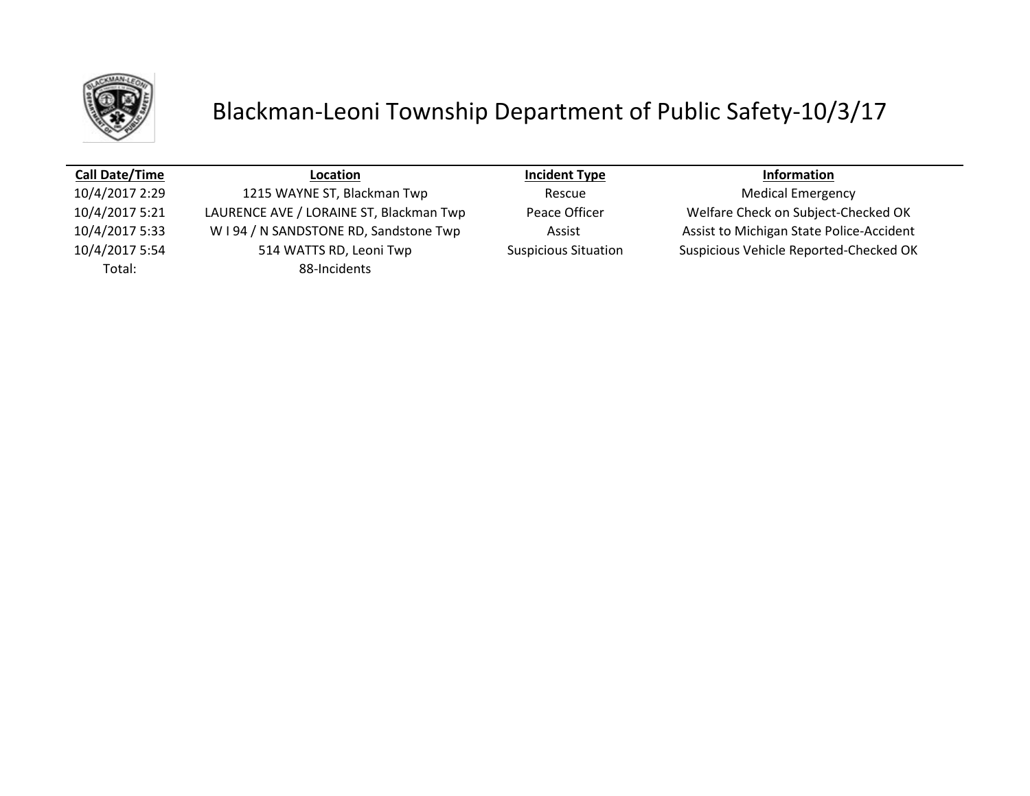# Blackman-Leoni Township Department of Public Safety-10/3/17

| Call Date/Time | Location | Incident Type | Information |
|---|---|---|---|
| 10/4/2017 2:29 | 1215 WAYNE ST, Blackman Twp | Rescue | Medical Emergency |
| 10/4/2017 5:21 | LAURENCE AVE / LORAINE ST, Blackman Twp | Peace Officer | Welfare Check on Subject-Checked OK |
| 10/4/2017 5:33 | W I 94 / N SANDSTONE RD, Sandstone Twp | Assist | Assist to Michigan State Police-Accident |
| 10/4/2017 5:54 | 514 WATTS RD, Leoni Twp | Suspicious Situation | Suspicious Vehicle Reported-Checked OK |
| Total: | 88-Incidents | | |